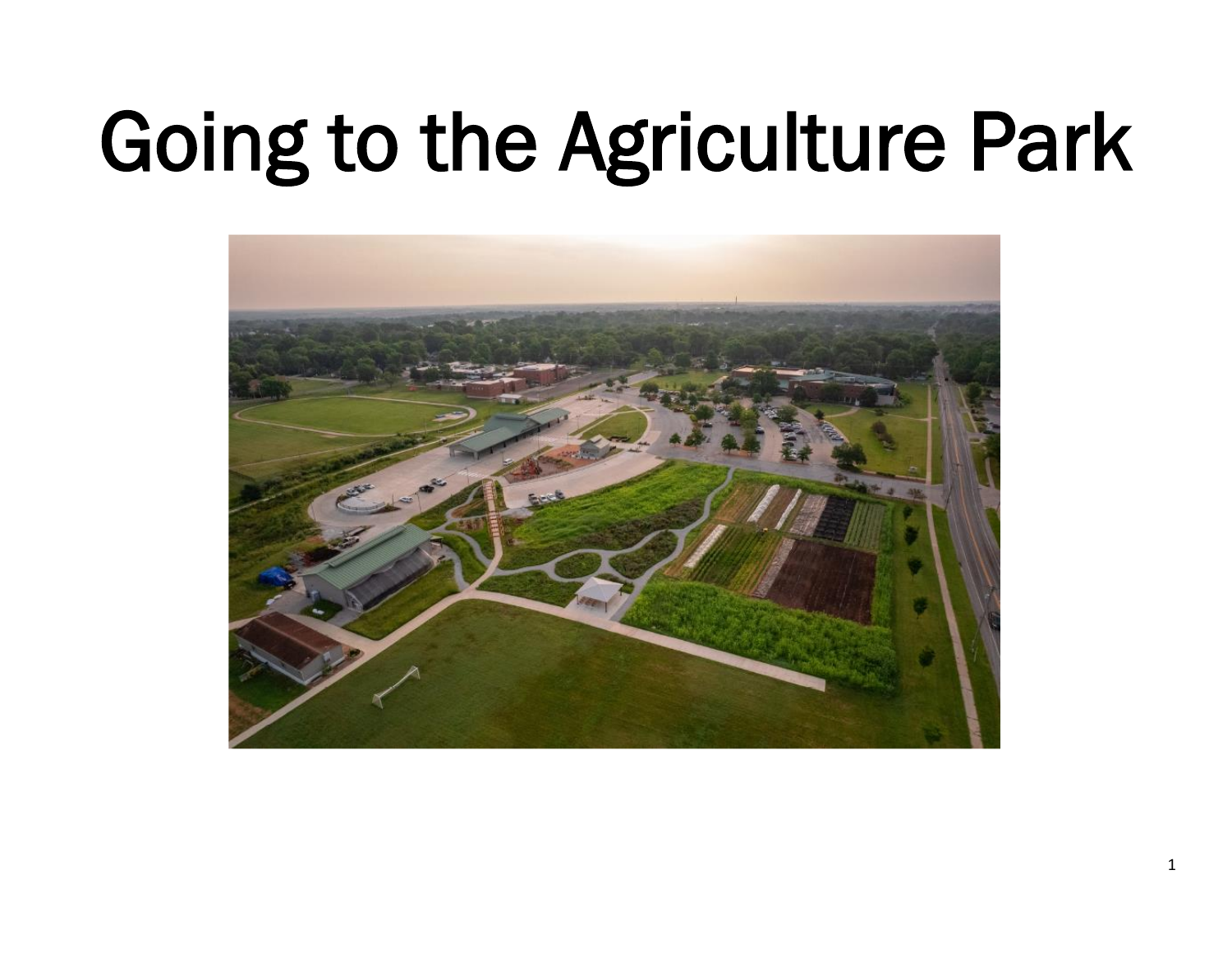# Going to the Agriculture Park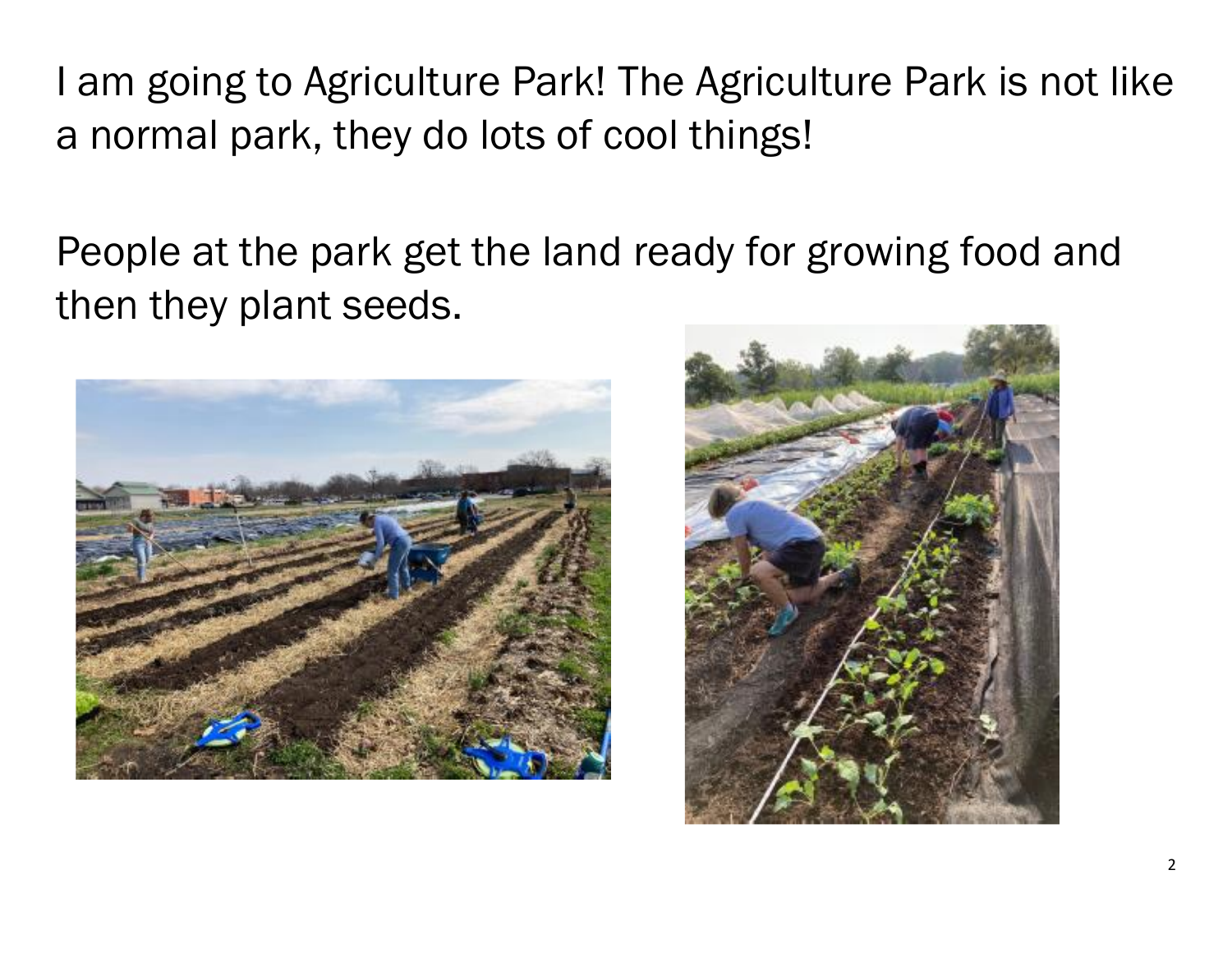I am going to Agriculture Park! The Agriculture Park is not like a normal park, they do lots of cool things!

People at the park get the land ready for growing food and then they plant seeds.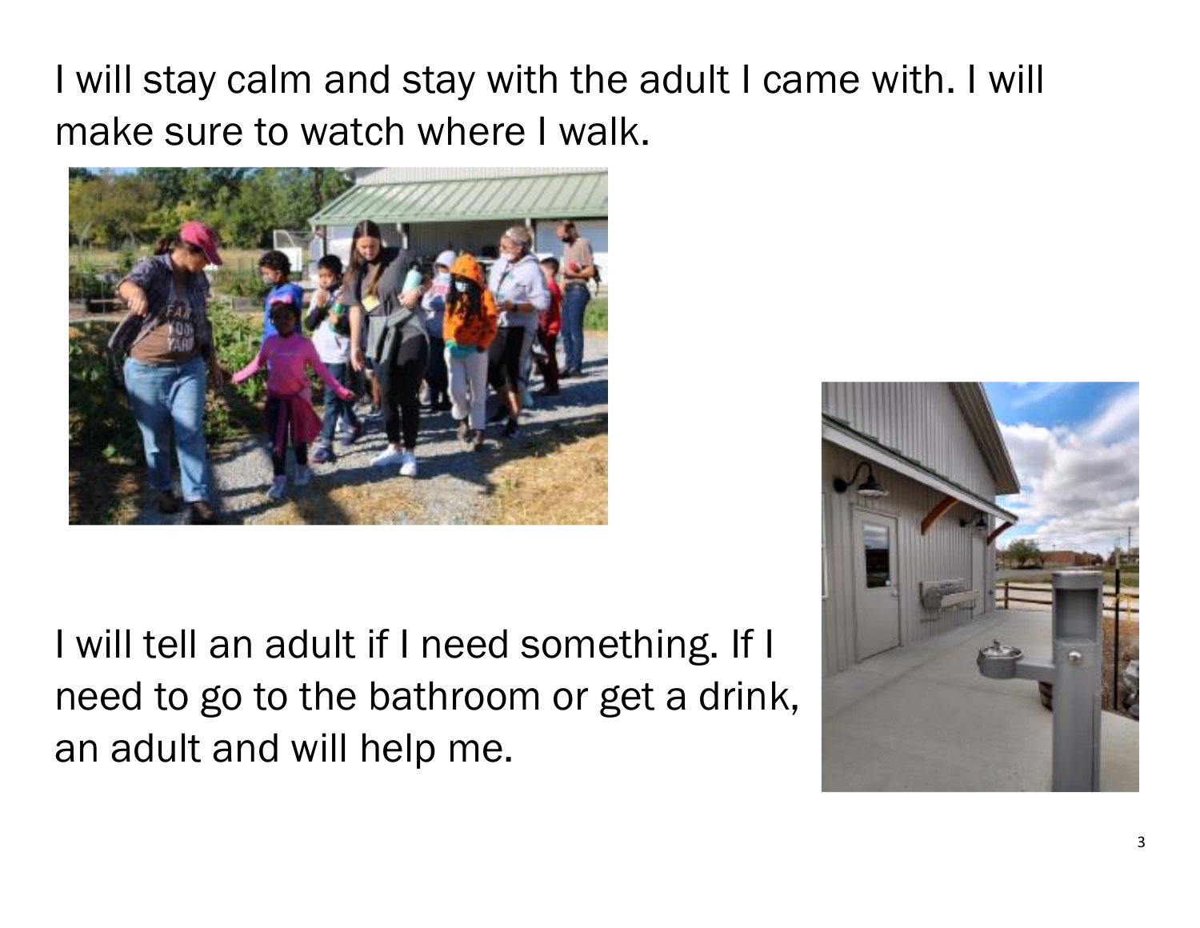I will stay calm and stay with the adult I came with. I will make sure to watch where I walk.

I will tell an adult if I need something. If I need to go to the bathroom or get a drink, an adult and will help me.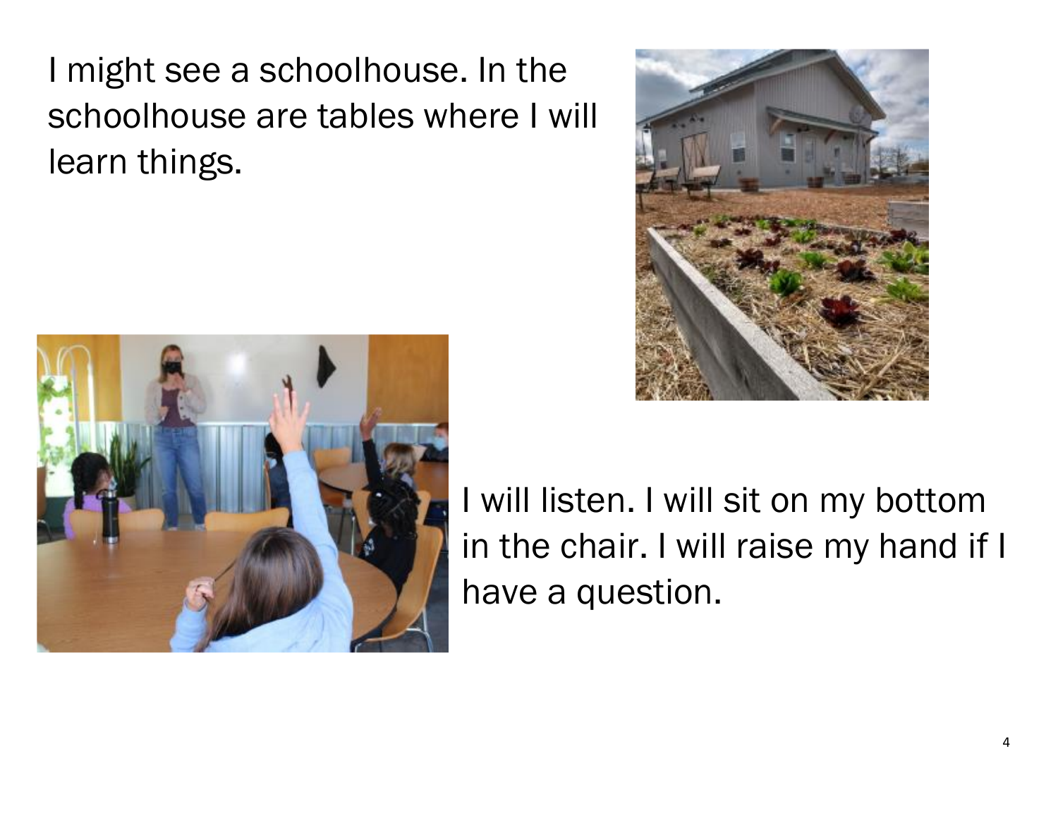I might see a schoolhouse. In the schoolhouse are tables where I will learn things.

I will listen. I will sit on my bottom in the chair. I will raise my hand if I have a question.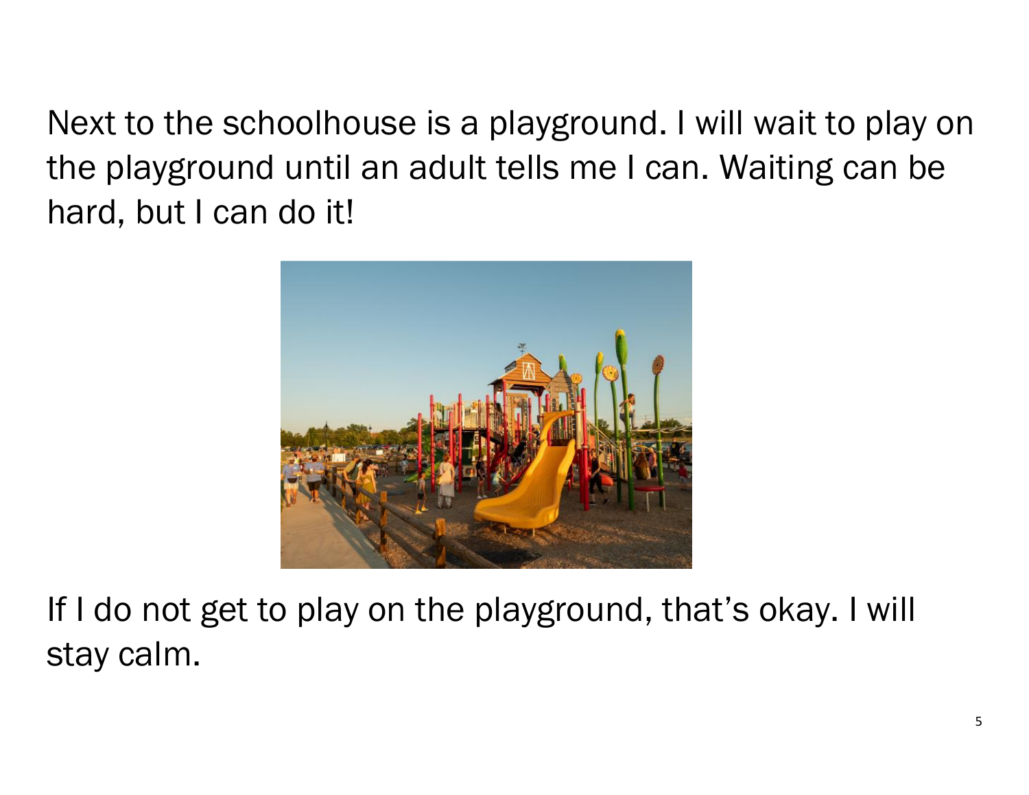Next to the schoolhouse is a playground. I will wait to play on the playground until an adult tells me I can. Waiting can be hard, but I can do it!

If I do not get to play on the playground, that's okay. I will stay calm.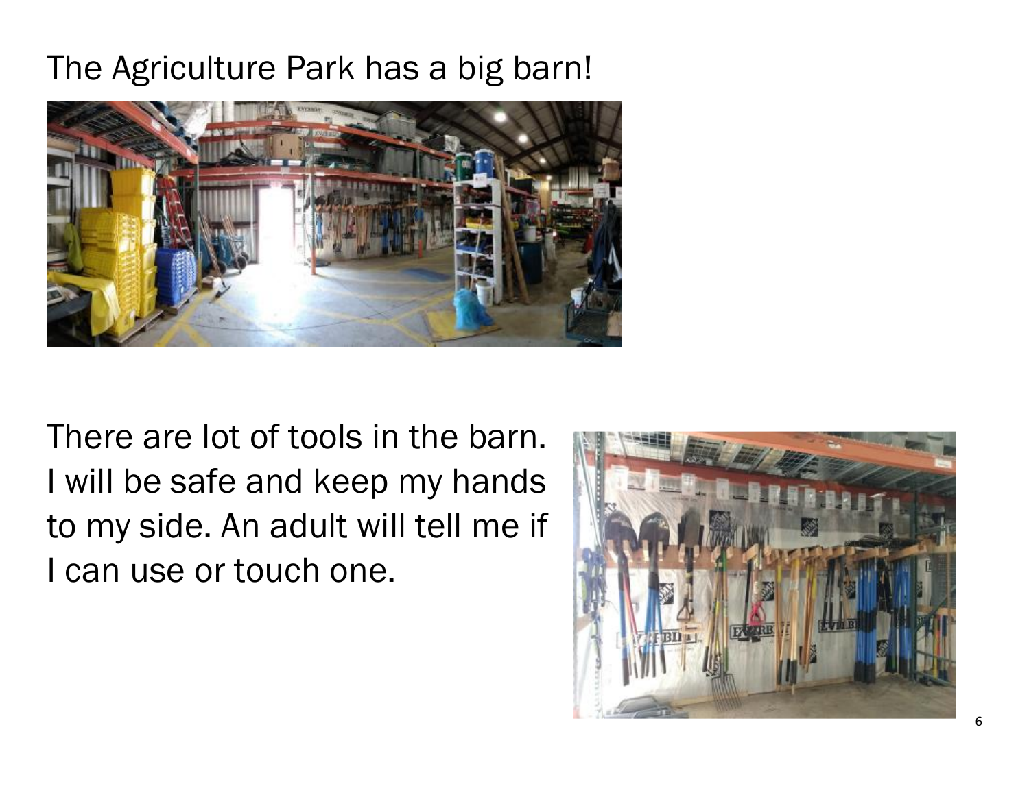The Agriculture Park has a big barn!

There are lot of tools in the barn. I will be safe and keep my hands to my side. An adult will tell me if I can use or touch one.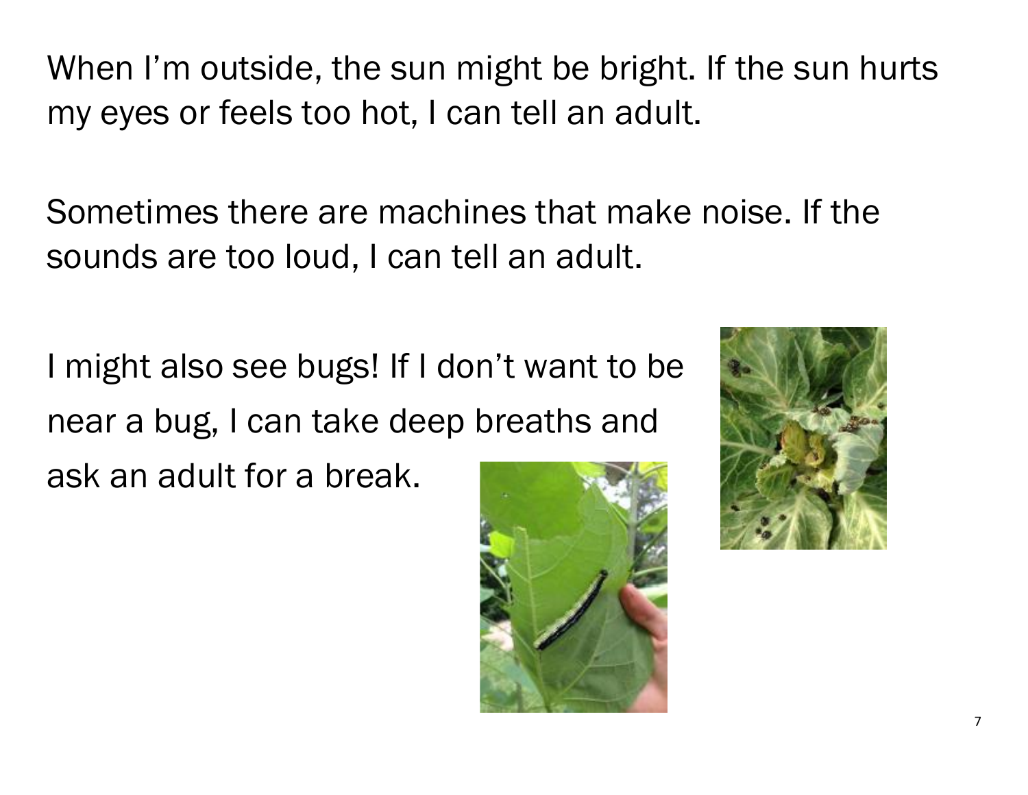When I'm outside, the sun might be bright. If the sun hurts my eyes or feels too hot, I can tell an adult.

Sometimes there are machines that make noise. If the sounds are too loud, I can tell an adult.

I might also see bugs! If I don't want to be near a bug, I can take deep breaths and ask an adult for a break.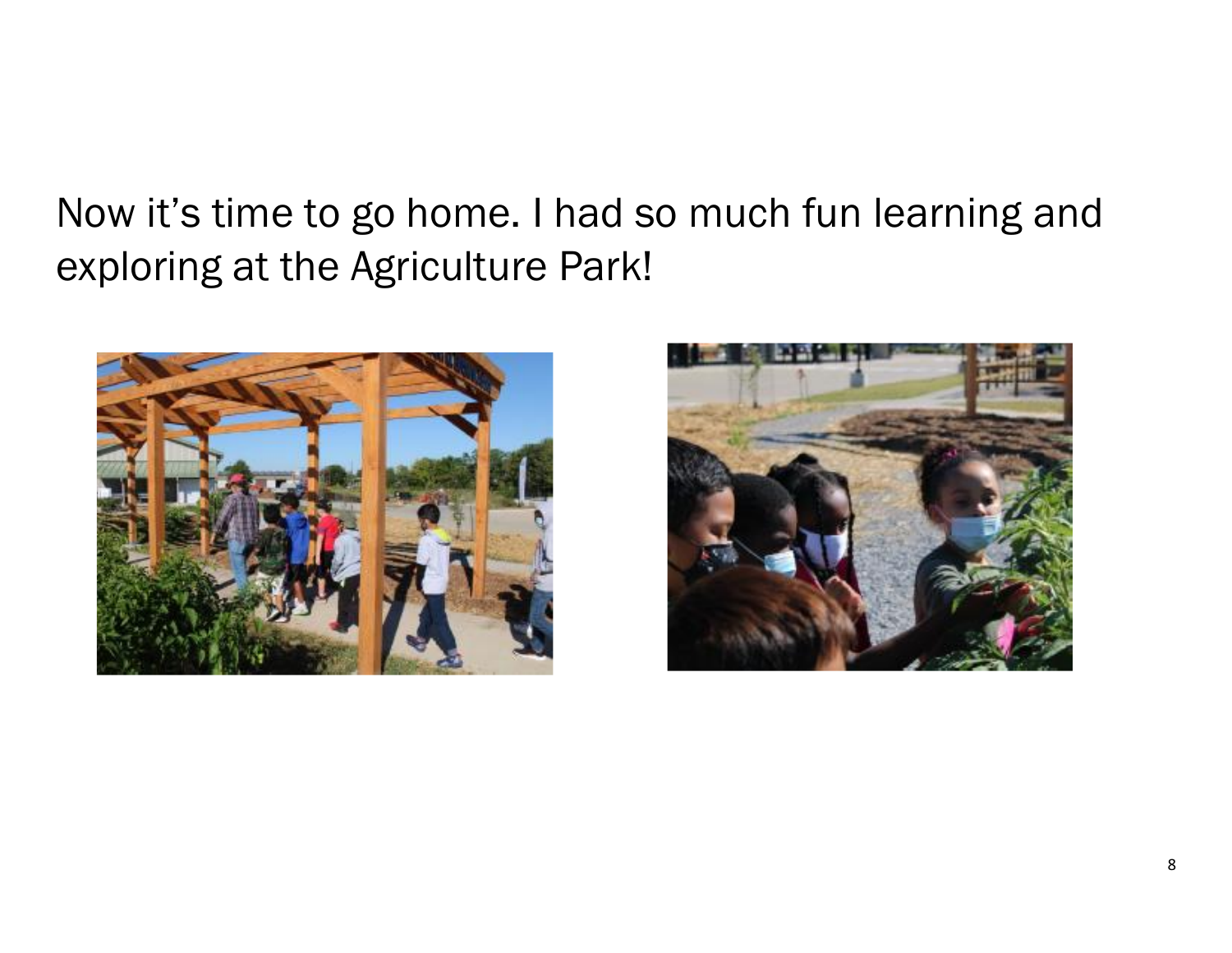Now it's time to go home. I had so much fun learning and exploring at the Agriculture Park!